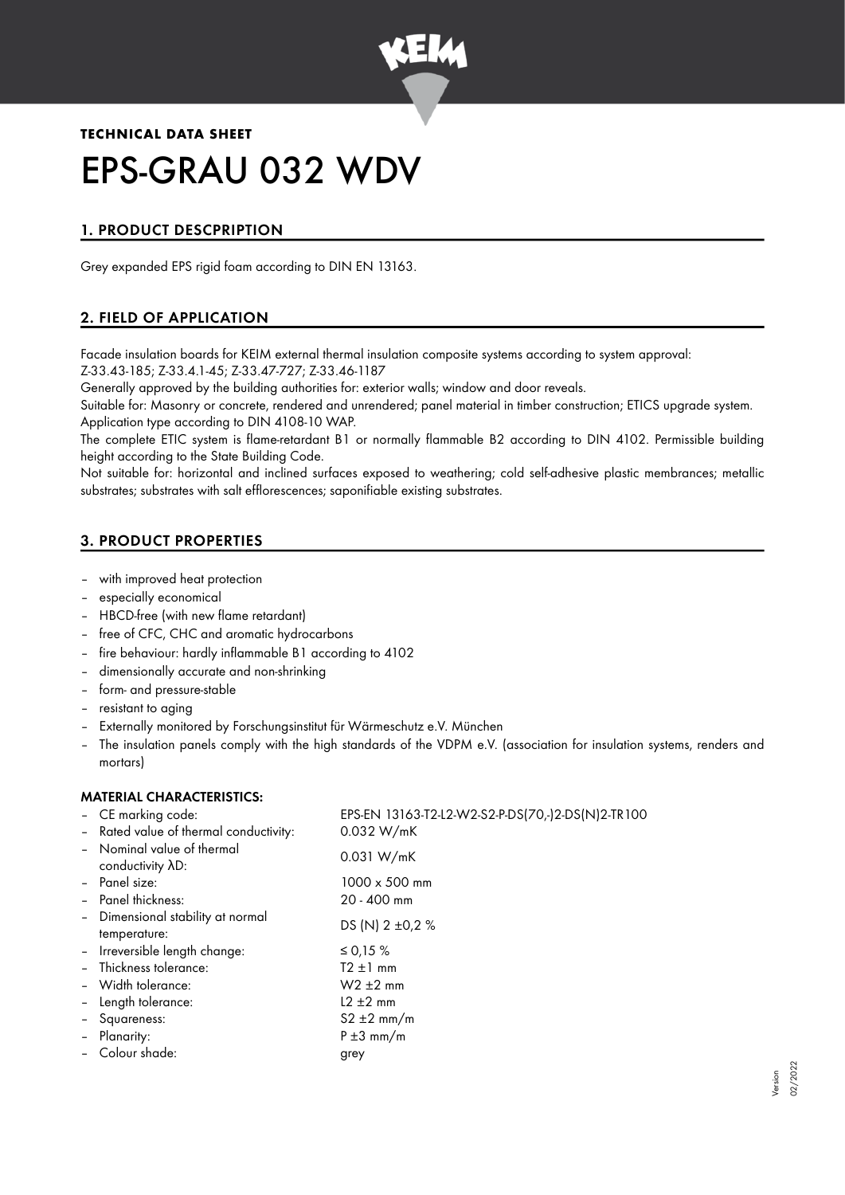**TECHNICAL DATA SHEET**

# EPS-GRAU 032 WDV

## 1. PRODUCT DESCPRIPTION

Grey expanded EPS rigid foam according to DIN EN 13163.

## 2. FIELD OF APPLICATION

Facade insulation boards for KEIM external thermal insulation composite systems according to system approval:
Z-33.43-185; Z-33.4.1-45; Z-33.47-727; Z-33.46-1187

Generally approved by the building authorities for: exterior walls; window and door reveals.

Suitable for: Masonry or concrete, rendered and unrendered; panel material in timber construction; ETICS upgrade system.
Application type according to DIN 4108-10 WAP.

The complete ETIC system is flame-retardant B1 or normally flammable B2 according to DIN 4102. Permissible building height according to the State Building Code.

Not suitable for: horizontal and inclined surfaces exposed to weathering; cold self-adhesive plastic membrances; metallic substrates; substrates with salt efflorescences; saponifiable existing substrates.

## 3. PRODUCT PROPERTIES

- with improved heat protection
- especially economical
- HBCD-free (with new flame retardant)
- free of CFC, CHC and aromatic hydrocarbons
- fire behaviour: hardly inflammable B1 according to 4102
- dimensionally accurate and non-shrinking
- form- and pressure-stable
- resistant to aging
- Externally monitored by Forschungsinstitut für Wärmeschutz e.V. München
- The insulation panels comply with the high standards of the VDPM e.V. (association for insulation systems, renders and mortars)

### MATERIAL CHARACTERISTICS:

- CE marking code: EPS-EN 13163-T2-L2-W2-S2-P-DS(70,-)2-DS(N)2-TR100
- Rated value of thermal conductivity: 0.032 W/mK
- Nominal value of thermal conductivity λD: 0.031 W/mK
- Panel size: 1000 x 500 mm
- Panel thickness: 20 - 400 mm
- Dimensional stability at normal temperature: DS (N) 2 ±0,2 %
- Irreversible length change: ≤ 0,15 %
- Thickness tolerance: T2 ±1 mm
- Width tolerance: W2 ±2 mm
- Length tolerance: L2 ±2 mm
- Squareness: S2 ±2 mm/m
- Planarity: P ±3 mm/m
- Colour shade: grey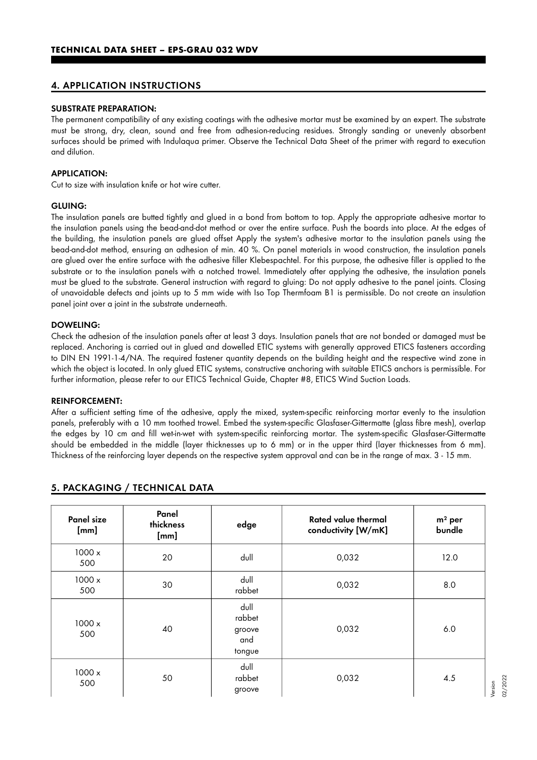## 4. APPLICATION INSTRUCTIONS

### SUBSTRATE PREPARATION:

The permanent compatibility of any existing coatings with the adhesive mortar must be examined by an expert. The substrate must be strong, dry, clean, sound and free from adhesion-reducing residues. Strongly sanding or unevenly absorbent surfaces should be primed with Indulaqua primer. Observe the Technical Data Sheet of the primer with regard to execution and dilution.

### APPLICATION:

Cut to size with insulation knife or hot wire cutter.

### GLUING:

The insulation panels are butted tightly and glued in a bond from bottom to top. Apply the appropriate adhesive mortar to the insulation panels using the bead-and-dot method or over the entire surface. Push the boards into place. At the edges of the building, the insulation panels are glued offset Apply the system's adhesive mortar to the insulation panels using the bead-and-dot method, ensuring an adhesion of min. 40 %. On panel materials in wood construction, the insulation panels are glued over the entire surface with the adhesive filler Klebespachtel. For this purpose, the adhesive filler is applied to the substrate or to the insulation panels with a notched trowel. Immediately after applying the adhesive, the insulation panels must be glued to the substrate. General instruction with regard to gluing: Do not apply adhesive to the panel joints. Closing of unavoidable defects and joints up to 5 mm wide with Iso Top Thermfoam B1 is permissible. Do not create an insulation panel joint over a joint in the substrate underneath.

### DOWELING:

Check the adhesion of the insulation panels after at least 3 days. Insulation panels that are not bonded or damaged must be replaced. Anchoring is carried out in glued and dowelled ETIC systems with generally approved ETICS fasteners according to DIN EN 1991-1-4/NA. The required fastener quantity depends on the building height and the respective wind zone in which the object is located. In only glued ETIC systems, constructive anchoring with suitable ETICS anchors is permissible. For further information, please refer to our ETICS Technical Guide, Chapter #8, ETICS Wind Suction Loads.

### REINFORCEMENT:

After a sufficient setting time of the adhesive, apply the mixed, system-specific reinforcing mortar evenly to the insulation panels, preferably with a 10 mm toothed trowel. Embed the system-specific Glasfaser-Gittermatte (glass fibre mesh), overlap the edges by 10 cm and fill wet-in-wet with system-specific reinforcing mortar. The system-specific Glasfaser-Gittermatte should be embedded in the middle (layer thicknesses up to 6 mm) or in the upper third (layer thicknesses from 6 mm). Thickness of the reinforcing layer depends on the respective system approval and can be in the range of max. 3 - 15 mm.

## 5. PACKAGING / TECHNICAL DATA

| Panel size [mm] | Panel thickness [mm] | edge | Rated value thermal conductivity [W/mK] | m² per bundle |
|---|---|---|---|---|
| 1000 x 500 | 20 | dull | 0,032 | 12.0 |
| 1000 x 500 | 30 | dull rabbet | 0,032 | 8.0 |
| 1000 x 500 | 40 | dull rabbet groove and tongue | 0,032 | 6.0 |
| 1000 x 500 | 50 | dull rabbet groove | 0,032 | 4.5 |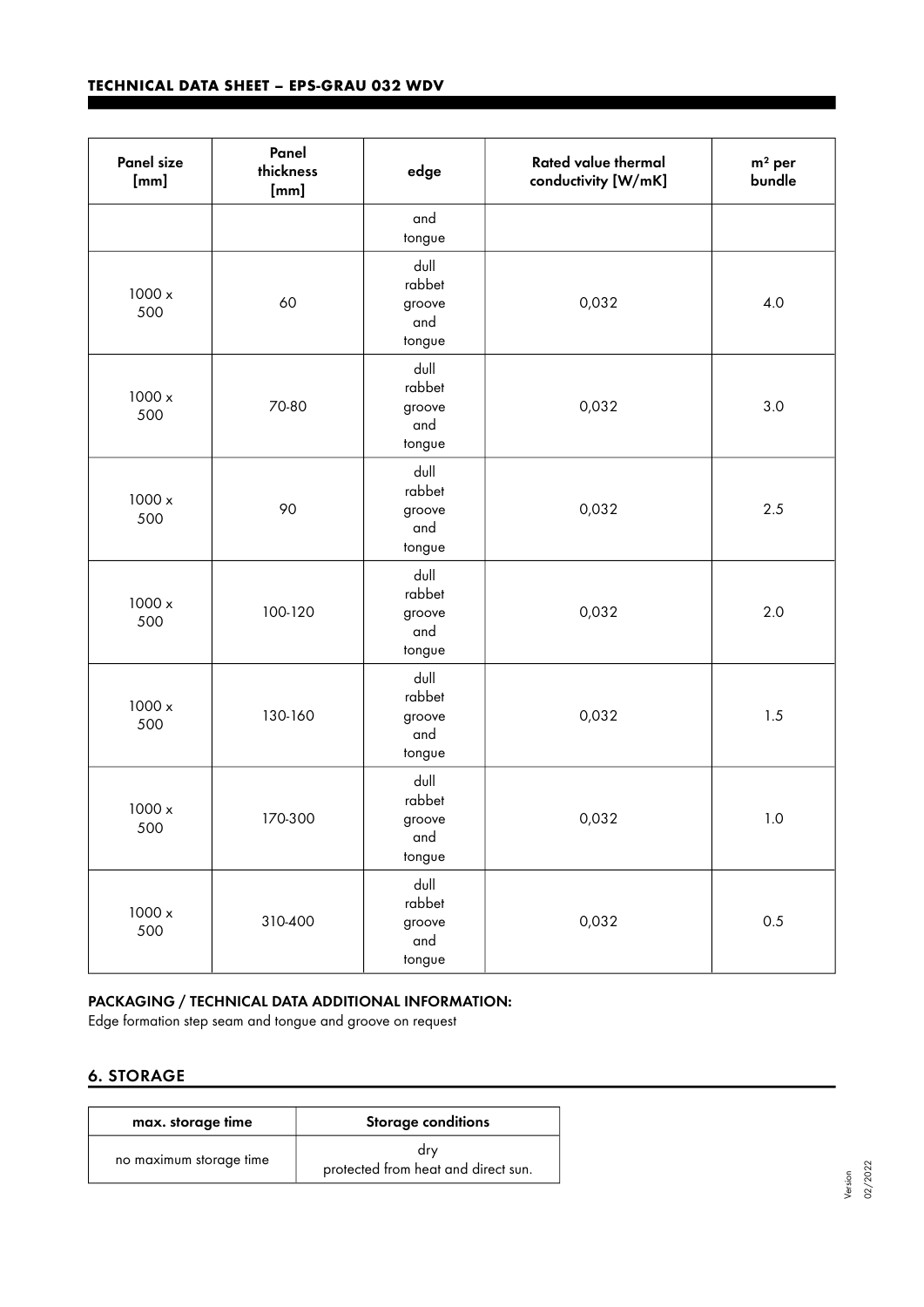| Panel size [mm] | Panel thickness [mm] | edge | Rated value thermal conductivity [W/mK] | m² per bundle |
|---|---|---|---|---|
| | | and tongue | | |
| 1000 x 500 | 60 | dull rabbet groove and tongue | 0,032 | 4.0 |
| 1000 x 500 | 70-80 | dull rabbet groove and tongue | 0,032 | 3.0 |
| 1000 x 500 | 90 | dull rabbet groove and tongue | 0,032 | 2.5 |
| 1000 x 500 | 100-120 | dull rabbet groove and tongue | 0,032 | 2.0 |
| 1000 x 500 | 130-160 | dull rabbet groove and tongue | 0,032 | 1.5 |
| 1000 x 500 | 170-300 | dull rabbet groove and tongue | 0,032 | 1.0 |
| 1000 x 500 | 310-400 | dull rabbet groove and tongue | 0,032 | 0.5 |

**PACKAGING / TECHNICAL DATA ADDITIONAL INFORMATION:**
Edge formation step seam and tongue and groove on request

## 6. STORAGE

| max. storage time | Storage conditions |
|---|---|
| no maximum storage time | dry<br>protected from heat and direct sun. |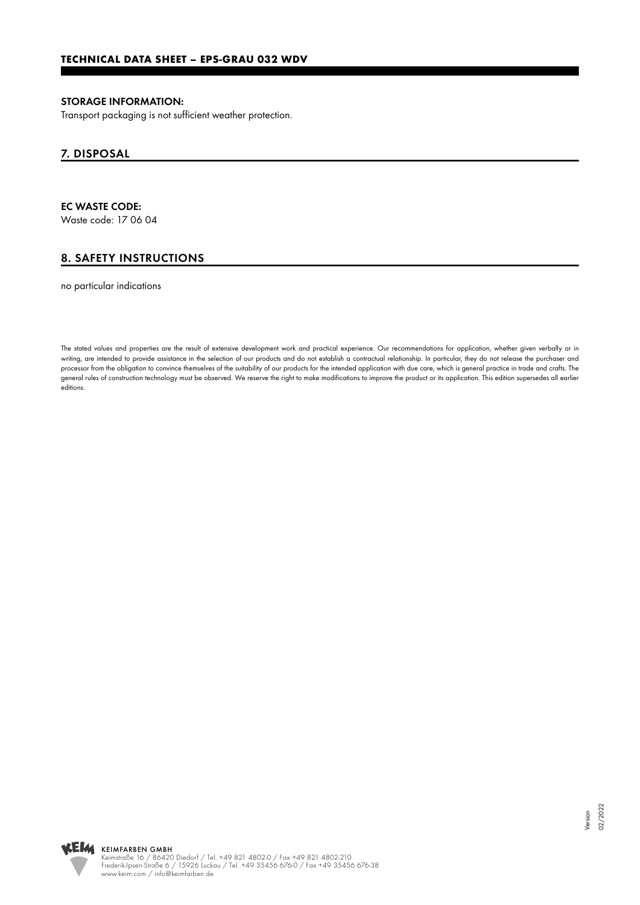### STORAGE INFORMATION:

Transport packaging is not sufficient weather protection.

## 7. DISPOSAL

### EC WASTE CODE:

Waste code: 17 06 04

## 8. SAFETY INSTRUCTIONS

no particular indications

The stated values and properties are the result of extensive development work and practical experience. Our recommendations for application, whether given verbally or in writing, are intended to provide assistance in the selection of our products and do not establish a contractual relationship. In particular, they do not release the purchaser and processor from the obligation to convince themselves of the suitability of our products for the intended application with due care, which is general practice in trade and crafts. The general rules of construction technology must be observed. We reserve the right to make modifications to improve the product or its application. This edition supersedes all earlier editions.

KEIMFARBEN GMBH
Keimstraße 16 / 86420 Diedorf / Tel. +49 821 4802-0 / Fax +49 821 4802-210
Frederik-Ipsen-Straße 6 / 15926 Luckau / Tel. +49 35456 676-0 / Fax +49 35456 676-38
www.keim.com / info@keimfarben.de

Version 02/2022